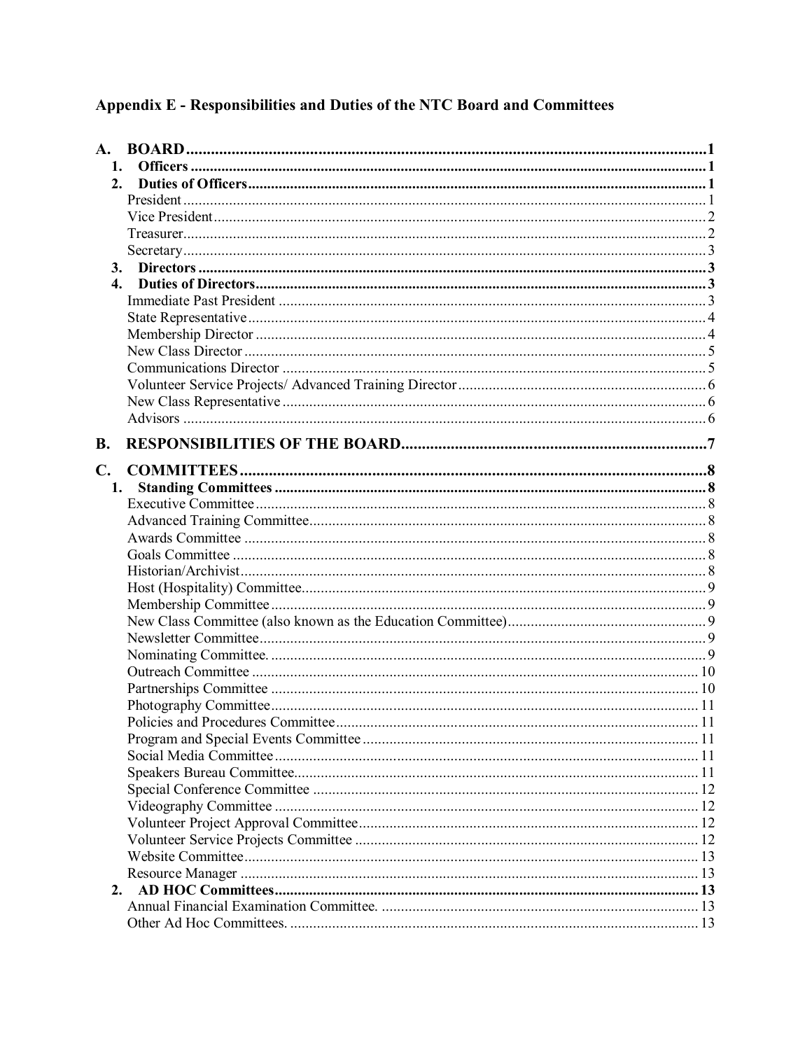# Appendix E - Responsibilities and Duties of the NTC Board and Committees

**A. BOARD** .......... 1

**1. Officers** .......... 1

**2. Duties of Officers** .......... 1

- President .......... 1
- Vice President .......... 2
- Treasurer .......... 2
- Secretary .......... 3

**3. Directors** .......... 3

**4. Duties of Directors** .......... 3

- Immediate Past President .......... 3
- State Representative .......... 4
- Membership Director .......... 4
- New Class Director .......... 5
- Communications Director .......... 5
- Volunteer Service Projects/ Advanced Training Director .......... 6
- New Class Representative .......... 6
- Advisors .......... 6

**B. RESPONSIBILITIES OF THE BOARD** .......... 7

**C. COMMITTEES** .......... 8

**1. Standing Committees** .......... 8

- Executive Committee .......... 8
- Advanced Training Committee .......... 8
- Awards Committee .......... 8
- Goals Committee .......... 8
- Historian/Archivist .......... 8
- Host (Hospitality) Committee .......... 9
- Membership Committee .......... 9
- New Class Committee (also known as the Education Committee) .......... 9
- Newsletter Committee .......... 9
- Nominating Committee. .......... 9
- Outreach Committee .......... 10
- Partnerships Committee .......... 10
- Photography Committee .......... 11
- Policies and Procedures Committee .......... 11
- Program and Special Events Committee .......... 11
- Social Media Committee .......... 11
- Speakers Bureau Committee .......... 11
- Special Conference Committee .......... 12
- Videography Committee .......... 12
- Volunteer Project Approval Committee .......... 12
- Volunteer Service Projects Committee .......... 12
- Website Committee .......... 13
- Resource Manager .......... 13

**2. AD HOC Committees** .......... 13

- Annual Financial Examination Committee. .......... 13
- Other Ad Hoc Committees. .......... 13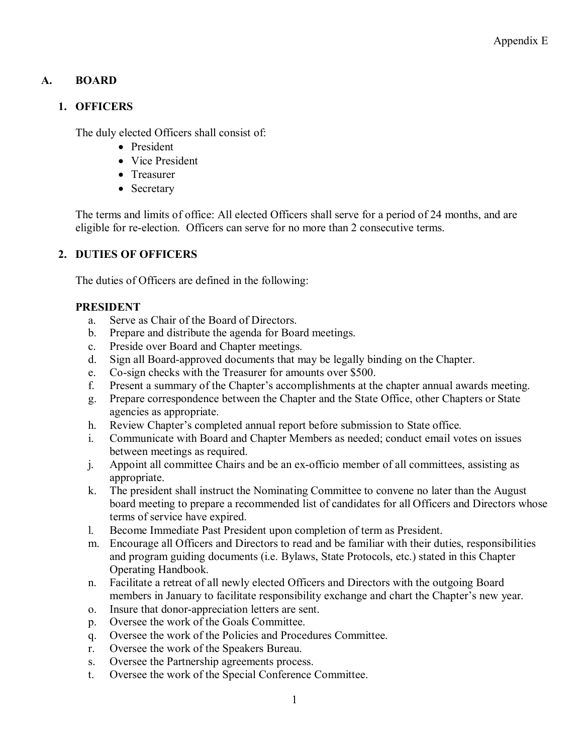Appendix E

## A. BOARD

### 1. OFFICERS

The duly elected Officers shall consist of:

- President
- Vice President
- Treasurer
- Secretary

The terms and limits of office: All elected Officers shall serve for a period of 24 months, and are eligible for re-election. Officers can serve for no more than 2 consecutive terms.

### 2. DUTIES OF OFFICERS

The duties of Officers are defined in the following:

**PRESIDENT**

a. Serve as Chair of the Board of Directors.
b. Prepare and distribute the agenda for Board meetings.
c. Preside over Board and Chapter meetings.
d. Sign all Board-approved documents that may be legally binding on the Chapter.
e. Co-sign checks with the Treasurer for amounts over $500.
f. Present a summary of the Chapter's accomplishments at the chapter annual awards meeting.
g. Prepare correspondence between the Chapter and the State Office, other Chapters or State agencies as appropriate.
h. Review Chapter's completed annual report before submission to State office.
i. Communicate with Board and Chapter Members as needed; conduct email votes on issues between meetings as required.
j. Appoint all committee Chairs and be an ex-officio member of all committees, assisting as appropriate.
k. The president shall instruct the Nominating Committee to convene no later than the August board meeting to prepare a recommended list of candidates for all Officers and Directors whose terms of service have expired.
l. Become Immediate Past President upon completion of term as President.
m. Encourage all Officers and Directors to read and be familiar with their duties, responsibilities and program guiding documents (i.e. Bylaws, State Protocols, etc.) stated in this Chapter Operating Handbook.
n. Facilitate a retreat of all newly elected Officers and Directors with the outgoing Board members in January to facilitate responsibility exchange and chart the Chapter's new year.
o. Insure that donor-appreciation letters are sent.
p. Oversee the work of the Goals Committee.
q. Oversee the work of the Policies and Procedures Committee.
r. Oversee the work of the Speakers Bureau.
s. Oversee the Partnership agreements process.
t. Oversee the work of the Special Conference Committee.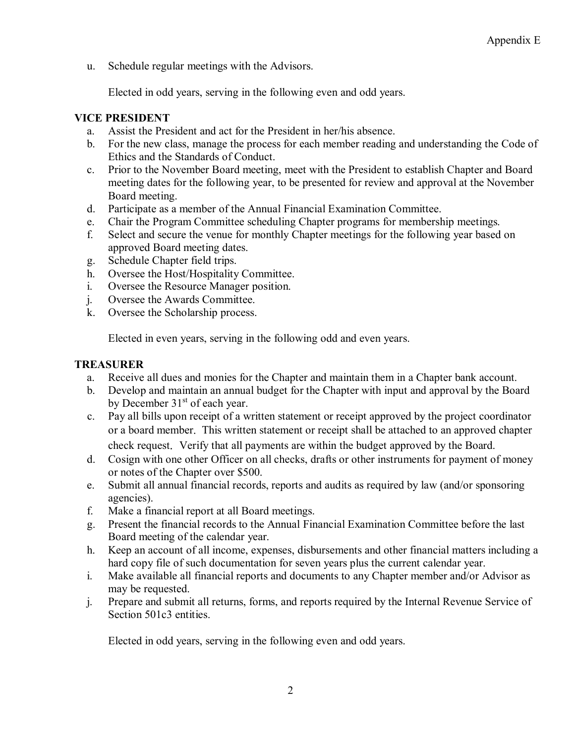u. Schedule regular meetings with the Advisors.

Elected in odd years, serving in the following even and odd years.

**VICE PRESIDENT**

a. Assist the President and act for the President in her/his absence.
b. For the new class, manage the process for each member reading and understanding the Code of Ethics and the Standards of Conduct.
c. Prior to the November Board meeting, meet with the President to establish Chapter and Board meeting dates for the following year, to be presented for review and approval at the November Board meeting.
d. Participate as a member of the Annual Financial Examination Committee.
e. Chair the Program Committee scheduling Chapter programs for membership meetings.
f. Select and secure the venue for monthly Chapter meetings for the following year based on approved Board meeting dates.
g. Schedule Chapter field trips.
h. Oversee the Host/Hospitality Committee.
i. Oversee the Resource Manager position.
j. Oversee the Awards Committee.
k. Oversee the Scholarship process.

Elected in even years, serving in the following odd and even years.

**TREASURER**

a. Receive all dues and monies for the Chapter and maintain them in a Chapter bank account.
b. Develop and maintain an annual budget for the Chapter with input and approval by the Board by December 31st of each year.
c. Pay all bills upon receipt of a written statement or receipt approved by the project coordinator or a board member. This written statement or receipt shall be attached to an approved chapter check request. Verify that all payments are within the budget approved by the Board.
d. Cosign with one other Officer on all checks, drafts or other instruments for payment of money or notes of the Chapter over $500.
e. Submit all annual financial records, reports and audits as required by law (and/or sponsoring agencies).
f. Make a financial report at all Board meetings.
g. Present the financial records to the Annual Financial Examination Committee before the last Board meeting of the calendar year.
h. Keep an account of all income, expenses, disbursements and other financial matters including a hard copy file of such documentation for seven years plus the current calendar year.
i. Make available all financial reports and documents to any Chapter member and/or Advisor as may be requested.
j. Prepare and submit all returns, forms, and reports required by the Internal Revenue Service of Section 501c3 entities.

Elected in odd years, serving in the following even and odd years.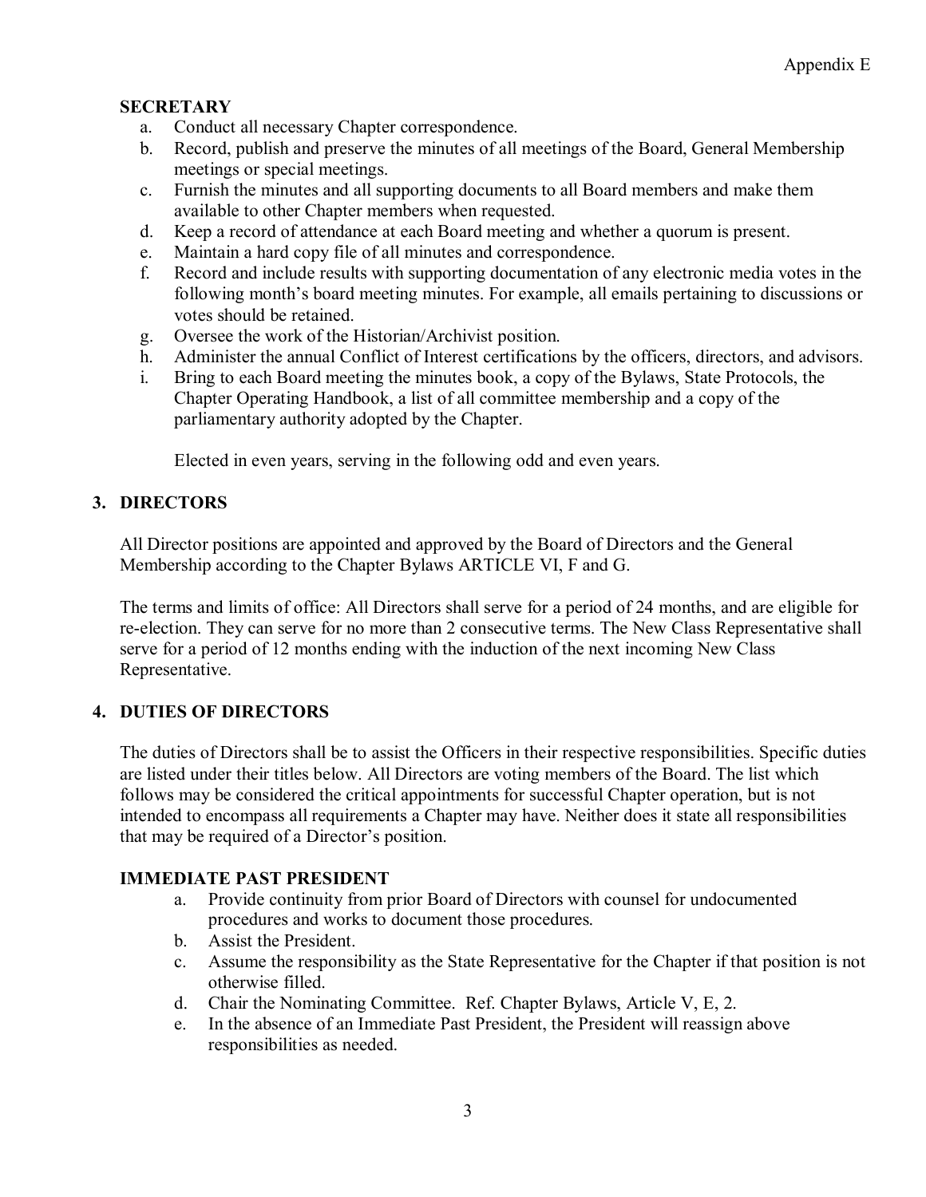**SECRETARY**

a. Conduct all necessary Chapter correspondence.
b. Record, publish and preserve the minutes of all meetings of the Board, General Membership meetings or special meetings.
c. Furnish the minutes and all supporting documents to all Board members and make them available to other Chapter members when requested.
d. Keep a record of attendance at each Board meeting and whether a quorum is present.
e. Maintain a hard copy file of all minutes and correspondence.
f. Record and include results with supporting documentation of any electronic media votes in the following month's board meeting minutes. For example, all emails pertaining to discussions or votes should be retained.
g. Oversee the work of the Historian/Archivist position.
h. Administer the annual Conflict of Interest certifications by the officers, directors, and advisors.
i. Bring to each Board meeting the minutes book, a copy of the Bylaws, State Protocols, the Chapter Operating Handbook, a list of all committee membership and a copy of the parliamentary authority adopted by the Chapter.

Elected in even years, serving in the following odd and even years.

## 3. DIRECTORS

All Director positions are appointed and approved by the Board of Directors and the General Membership according to the Chapter Bylaws ARTICLE VI, F and G.

The terms and limits of office: All Directors shall serve for a period of 24 months, and are eligible for re-election. They can serve for no more than 2 consecutive terms. The New Class Representative shall serve for a period of 12 months ending with the induction of the next incoming New Class Representative.

## 4. DUTIES OF DIRECTORS

The duties of Directors shall be to assist the Officers in their respective responsibilities. Specific duties are listed under their titles below. All Directors are voting members of the Board. The list which follows may be considered the critical appointments for successful Chapter operation, but is not intended to encompass all requirements a Chapter may have. Neither does it state all responsibilities that may be required of a Director's position.

**IMMEDIATE PAST PRESIDENT**

a. Provide continuity from prior Board of Directors with counsel for undocumented procedures and works to document those procedures.
b. Assist the President.
c. Assume the responsibility as the State Representative for the Chapter if that position is not otherwise filled.
d. Chair the Nominating Committee. Ref. Chapter Bylaws, Article V, E, 2.
e. In the absence of an Immediate Past President, the President will reassign above responsibilities as needed.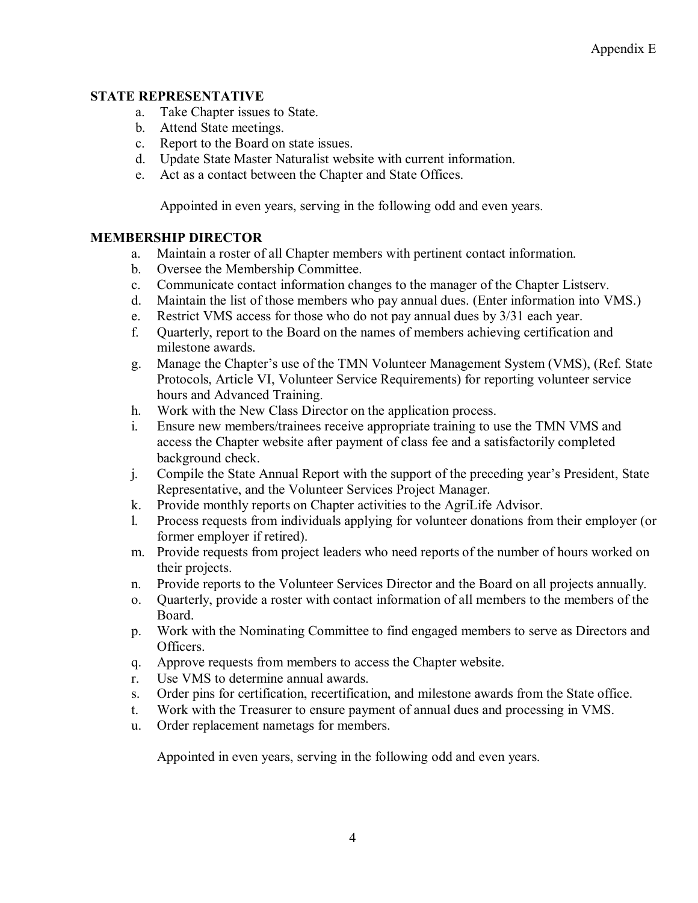Appendix E

**STATE REPRESENTATIVE**

a. Take Chapter issues to State.
b. Attend State meetings.
c. Report to the Board on state issues.
d. Update State Master Naturalist website with current information.
e. Act as a contact between the Chapter and State Offices.

Appointed in even years, serving in the following odd and even years.

**MEMBERSHIP DIRECTOR**

a. Maintain a roster of all Chapter members with pertinent contact information.
b. Oversee the Membership Committee.
c. Communicate contact information changes to the manager of the Chapter Listserv.
d. Maintain the list of those members who pay annual dues. (Enter information into VMS.)
e. Restrict VMS access for those who do not pay annual dues by 3/31 each year.
f. Quarterly, report to the Board on the names of members achieving certification and milestone awards.
g. Manage the Chapter's use of the TMN Volunteer Management System (VMS), (Ref. State Protocols, Article VI, Volunteer Service Requirements) for reporting volunteer service hours and Advanced Training.
h. Work with the New Class Director on the application process.
i. Ensure new members/trainees receive appropriate training to use the TMN VMS and access the Chapter website after payment of class fee and a satisfactorily completed background check.
j. Compile the State Annual Report with the support of the preceding year's President, State Representative, and the Volunteer Services Project Manager.
k. Provide monthly reports on Chapter activities to the AgriLife Advisor.
l. Process requests from individuals applying for volunteer donations from their employer (or former employer if retired).
m. Provide requests from project leaders who need reports of the number of hours worked on their projects.
n. Provide reports to the Volunteer Services Director and the Board on all projects annually.
o. Quarterly, provide a roster with contact information of all members to the members of the Board.
p. Work with the Nominating Committee to find engaged members to serve as Directors and Officers.
q. Approve requests from members to access the Chapter website.
r. Use VMS to determine annual awards.
s. Order pins for certification, recertification, and milestone awards from the State office.
t. Work with the Treasurer to ensure payment of annual dues and processing in VMS.
u. Order replacement nametags for members.

Appointed in even years, serving in the following odd and even years.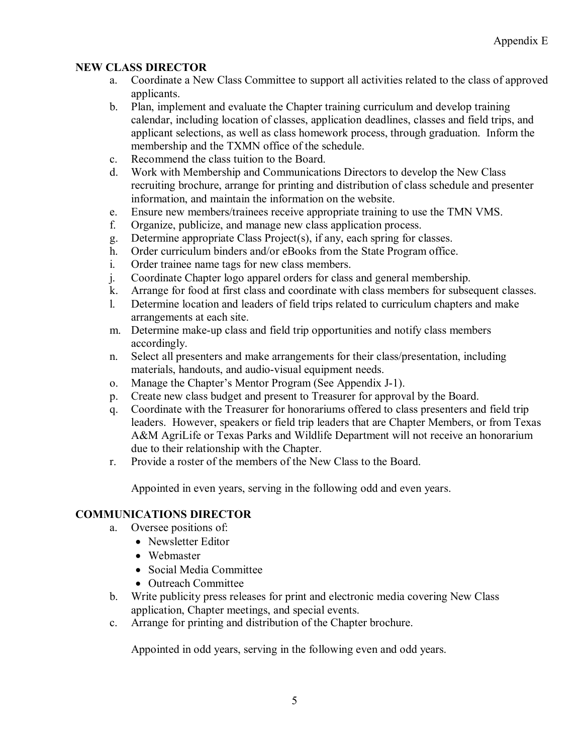Appendix E

## NEW CLASS DIRECTOR

a. Coordinate a New Class Committee to support all activities related to the class of approved applicants.
b. Plan, implement and evaluate the Chapter training curriculum and develop training calendar, including location of classes, application deadlines, classes and field trips, and applicant selections, as well as class homework process, through graduation. Inform the membership and the TXMN office of the schedule.
c. Recommend the class tuition to the Board.
d. Work with Membership and Communications Directors to develop the New Class recruiting brochure, arrange for printing and distribution of class schedule and presenter information, and maintain the information on the website.
e. Ensure new members/trainees receive appropriate training to use the TMN VMS.
f. Organize, publicize, and manage new class application process.
g. Determine appropriate Class Project(s), if any, each spring for classes.
h. Order curriculum binders and/or eBooks from the State Program office.
i. Order trainee name tags for new class members.
j. Coordinate Chapter logo apparel orders for class and general membership.
k. Arrange for food at first class and coordinate with class members for subsequent classes.
l. Determine location and leaders of field trips related to curriculum chapters and make arrangements at each site.
m. Determine make-up class and field trip opportunities and notify class members accordingly.
n. Select all presenters and make arrangements for their class/presentation, including materials, handouts, and audio-visual equipment needs.
o. Manage the Chapter's Mentor Program (See Appendix J-1).
p. Create new class budget and present to Treasurer for approval by the Board.
q. Coordinate with the Treasurer for honorariums offered to class presenters and field trip leaders. However, speakers or field trip leaders that are Chapter Members, or from Texas A&M AgriLife or Texas Parks and Wildlife Department will not receive an honorarium due to their relationship with the Chapter.
r. Provide a roster of the members of the New Class to the Board.

Appointed in even years, serving in the following odd and even years.

## COMMUNICATIONS DIRECTOR

a. Oversee positions of:
   - Newsletter Editor
   - Webmaster
   - Social Media Committee
   - Outreach Committee
b. Write publicity press releases for print and electronic media covering New Class application, Chapter meetings, and special events.
c. Arrange for printing and distribution of the Chapter brochure.

Appointed in odd years, serving in the following even and odd years.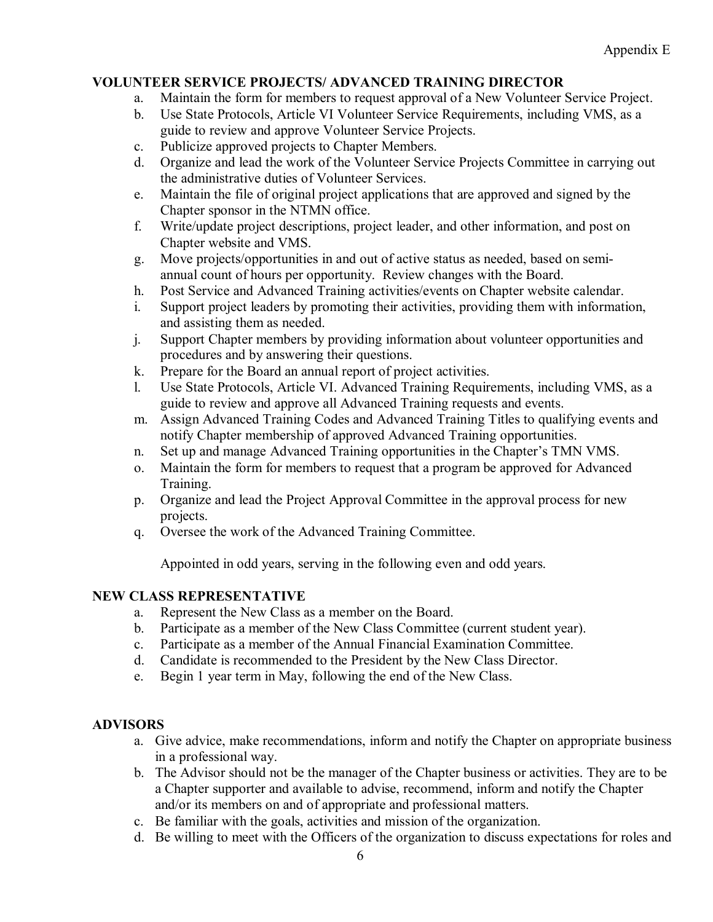Appendix E

**VOLUNTEER SERVICE PROJECTS/ ADVANCED TRAINING DIRECTOR**

a. Maintain the form for members to request approval of a New Volunteer Service Project.
b. Use State Protocols, Article VI Volunteer Service Requirements, including VMS, as a guide to review and approve Volunteer Service Projects.
c. Publicize approved projects to Chapter Members.
d. Organize and lead the work of the Volunteer Service Projects Committee in carrying out the administrative duties of Volunteer Services.
e. Maintain the file of original project applications that are approved and signed by the Chapter sponsor in the NTMN office.
f. Write/update project descriptions, project leader, and other information, and post on Chapter website and VMS.
g. Move projects/opportunities in and out of active status as needed, based on semi-annual count of hours per opportunity. Review changes with the Board.
h. Post Service and Advanced Training activities/events on Chapter website calendar.
i. Support project leaders by promoting their activities, providing them with information, and assisting them as needed.
j. Support Chapter members by providing information about volunteer opportunities and procedures and by answering their questions.
k. Prepare for the Board an annual report of project activities.
l. Use State Protocols, Article VI. Advanced Training Requirements, including VMS, as a guide to review and approve all Advanced Training requests and events.
m. Assign Advanced Training Codes and Advanced Training Titles to qualifying events and notify Chapter membership of approved Advanced Training opportunities.
n. Set up and manage Advanced Training opportunities in the Chapter's TMN VMS.
o. Maintain the form for members to request that a program be approved for Advanced Training.
p. Organize and lead the Project Approval Committee in the approval process for new projects.
q. Oversee the work of the Advanced Training Committee.

Appointed in odd years, serving in the following even and odd years.

**NEW CLASS REPRESENTATIVE**

a. Represent the New Class as a member on the Board.
b. Participate as a member of the New Class Committee (current student year).
c. Participate as a member of the Annual Financial Examination Committee.
d. Candidate is recommended to the President by the New Class Director.
e. Begin 1 year term in May, following the end of the New Class.

**ADVISORS**

a. Give advice, make recommendations, inform and notify the Chapter on appropriate business in a professional way.
b. The Advisor should not be the manager of the Chapter business or activities. They are to be a Chapter supporter and available to advise, recommend, inform and notify the Chapter and/or its members on and of appropriate and professional matters.
c. Be familiar with the goals, activities and mission of the organization.
d. Be willing to meet with the Officers of the organization to discuss expectations for roles and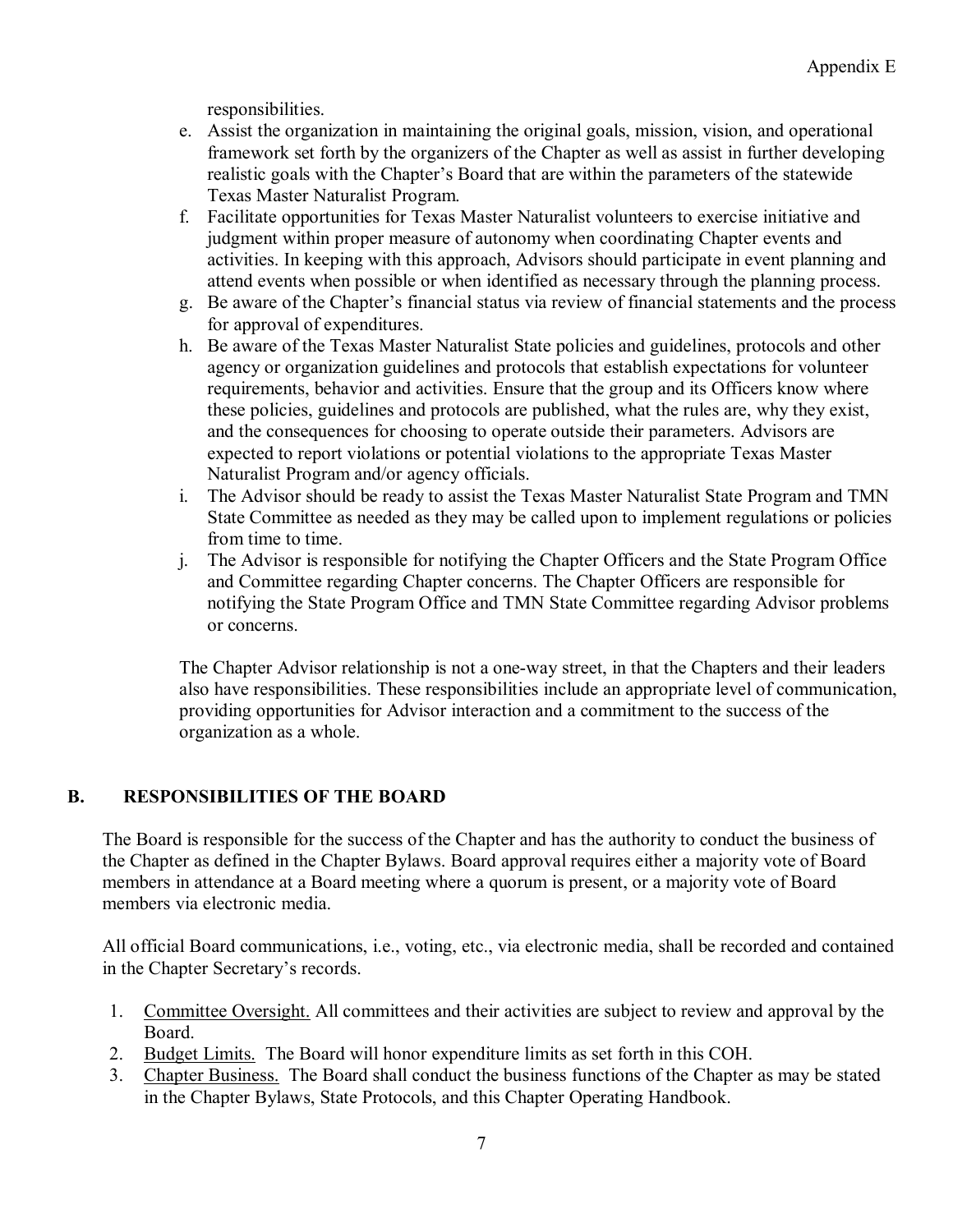responsibilities.

e. Assist the organization in maintaining the original goals, mission, vision, and operational framework set forth by the organizers of the Chapter as well as assist in further developing realistic goals with the Chapter's Board that are within the parameters of the statewide Texas Master Naturalist Program.
f. Facilitate opportunities for Texas Master Naturalist volunteers to exercise initiative and judgment within proper measure of autonomy when coordinating Chapter events and activities. In keeping with this approach, Advisors should participate in event planning and attend events when possible or when identified as necessary through the planning process.
g. Be aware of the Chapter's financial status via review of financial statements and the process for approval of expenditures.
h. Be aware of the Texas Master Naturalist State policies and guidelines, protocols and other agency or organization guidelines and protocols that establish expectations for volunteer requirements, behavior and activities. Ensure that the group and its Officers know where these policies, guidelines and protocols are published, what the rules are, why they exist, and the consequences for choosing to operate outside their parameters. Advisors are expected to report violations or potential violations to the appropriate Texas Master Naturalist Program and/or agency officials.
i. The Advisor should be ready to assist the Texas Master Naturalist State Program and TMN State Committee as needed as they may be called upon to implement regulations or policies from time to time.
j. The Advisor is responsible for notifying the Chapter Officers and the State Program Office and Committee regarding Chapter concerns. The Chapter Officers are responsible for notifying the State Program Office and TMN State Committee regarding Advisor problems or concerns.

The Chapter Advisor relationship is not a one-way street, in that the Chapters and their leaders also have responsibilities. These responsibilities include an appropriate level of communication, providing opportunities for Advisor interaction and a commitment to the success of the organization as a whole.

## B. RESPONSIBILITIES OF THE BOARD

The Board is responsible for the success of the Chapter and has the authority to conduct the business of the Chapter as defined in the Chapter Bylaws. Board approval requires either a majority vote of Board members in attendance at a Board meeting where a quorum is present, or a majority vote of Board members via electronic media.

All official Board communications, i.e., voting, etc., via electronic media, shall be recorded and contained in the Chapter Secretary's records.

1. Committee Oversight. All committees and their activities are subject to review and approval by the Board.
2. Budget Limits. The Board will honor expenditure limits as set forth in this COH.
3. Chapter Business. The Board shall conduct the business functions of the Chapter as may be stated in the Chapter Bylaws, State Protocols, and this Chapter Operating Handbook.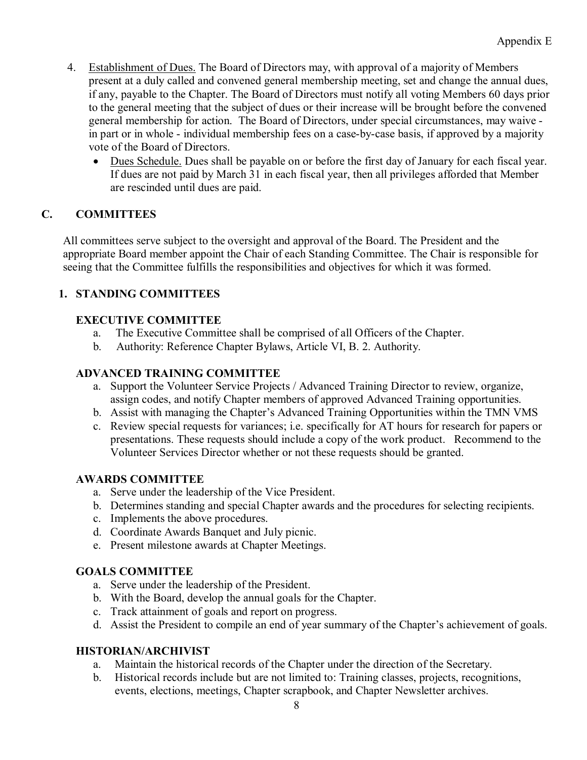4. Establishment of Dues. The Board of Directors may, with approval of a majority of Members present at a duly called and convened general membership meeting, set and change the annual dues, if any, payable to the Chapter. The Board of Directors must notify all voting Members 60 days prior to the general meeting that the subject of dues or their increase will be brought before the convened general membership for action. The Board of Directors, under special circumstances, may waive - in part or in whole - individual membership fees on a case-by-case basis, if approved by a majority vote of the Board of Directors.
   - Dues Schedule. Dues shall be payable on or before the first day of January for each fiscal year. If dues are not paid by March 31 in each fiscal year, then all privileges afforded that Member are rescinded until dues are paid.

## C. COMMITTEES

All committees serve subject to the oversight and approval of the Board. The President and the appropriate Board member appoint the Chair of each Standing Committee. The Chair is responsible for seeing that the Committee fulfills the responsibilities and objectives for which it was formed.

### 1. STANDING COMMITTEES

**EXECUTIVE COMMITTEE**

a. The Executive Committee shall be comprised of all Officers of the Chapter.
b. Authority: Reference Chapter Bylaws, Article VI, B. 2. Authority.

**ADVANCED TRAINING COMMITTEE**

a. Support the Volunteer Service Projects / Advanced Training Director to review, organize, assign codes, and notify Chapter members of approved Advanced Training opportunities.
b. Assist with managing the Chapter's Advanced Training Opportunities within the TMN VMS
c. Review special requests for variances; i.e. specifically for AT hours for research for papers or presentations. These requests should include a copy of the work product. Recommend to the Volunteer Services Director whether or not these requests should be granted.

**AWARDS COMMITTEE**

a. Serve under the leadership of the Vice President.
b. Determines standing and special Chapter awards and the procedures for selecting recipients.
c. Implements the above procedures.
d. Coordinate Awards Banquet and July picnic.
e. Present milestone awards at Chapter Meetings.

**GOALS COMMITTEE**

a. Serve under the leadership of the President.
b. With the Board, develop the annual goals for the Chapter.
c. Track attainment of goals and report on progress.
d. Assist the President to compile an end of year summary of the Chapter's achievement of goals.

**HISTORIAN/ARCHIVIST**

a. Maintain the historical records of the Chapter under the direction of the Secretary.
b. Historical records include but are not limited to: Training classes, projects, recognitions, events, elections, meetings, Chapter scrapbook, and Chapter Newsletter archives.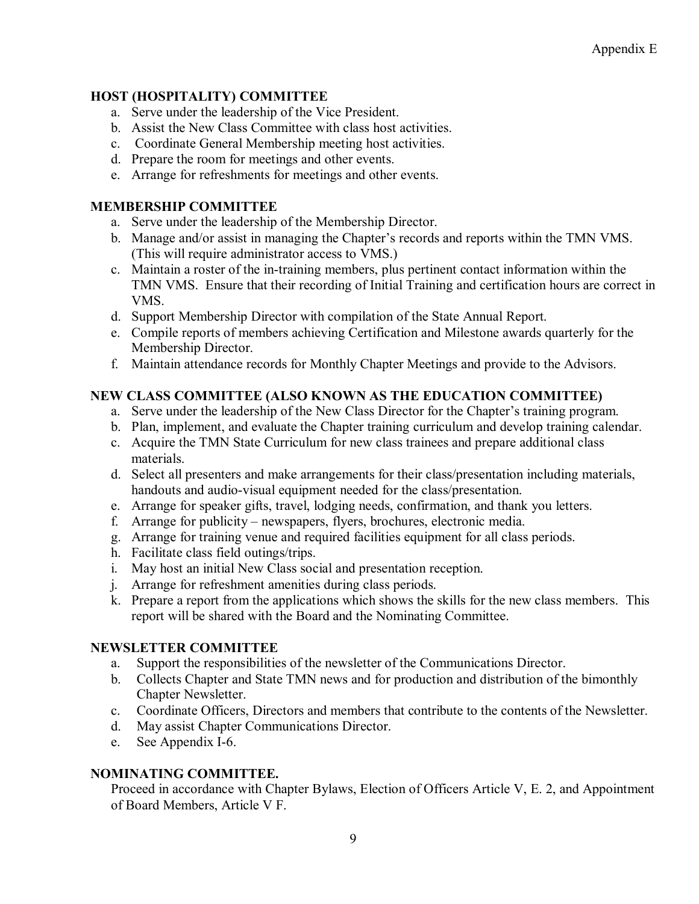### HOST (HOSPITALITY) COMMITTEE

a. Serve under the leadership of the Vice President.
b. Assist the New Class Committee with class host activities.
c. Coordinate General Membership meeting host activities.
d. Prepare the room for meetings and other events.
e. Arrange for refreshments for meetings and other events.

### MEMBERSHIP COMMITTEE

a. Serve under the leadership of the Membership Director.
b. Manage and/or assist in managing the Chapter's records and reports within the TMN VMS. (This will require administrator access to VMS.)
c. Maintain a roster of the in-training members, plus pertinent contact information within the TMN VMS. Ensure that their recording of Initial Training and certification hours are correct in VMS.
d. Support Membership Director with compilation of the State Annual Report.
e. Compile reports of members achieving Certification and Milestone awards quarterly for the Membership Director.
f. Maintain attendance records for Monthly Chapter Meetings and provide to the Advisors.

### NEW CLASS COMMITTEE (ALSO KNOWN AS THE EDUCATION COMMITTEE)

a. Serve under the leadership of the New Class Director for the Chapter's training program.
b. Plan, implement, and evaluate the Chapter training curriculum and develop training calendar.
c. Acquire the TMN State Curriculum for new class trainees and prepare additional class materials.
d. Select all presenters and make arrangements for their class/presentation including materials, handouts and audio-visual equipment needed for the class/presentation.
e. Arrange for speaker gifts, travel, lodging needs, confirmation, and thank you letters.
f. Arrange for publicity – newspapers, flyers, brochures, electronic media.
g. Arrange for training venue and required facilities equipment for all class periods.
h. Facilitate class field outings/trips.
i. May host an initial New Class social and presentation reception.
j. Arrange for refreshment amenities during class periods.
k. Prepare a report from the applications which shows the skills for the new class members. This report will be shared with the Board and the Nominating Committee.

### NEWSLETTER COMMITTEE

a. Support the responsibilities of the newsletter of the Communications Director.
b. Collects Chapter and State TMN news and for production and distribution of the bimonthly Chapter Newsletter.
c. Coordinate Officers, Directors and members that contribute to the contents of the Newsletter.
d. May assist Chapter Communications Director.
e. See Appendix I-6.

### NOMINATING COMMITTEE.

Proceed in accordance with Chapter Bylaws, Election of Officers Article V, E. 2, and Appointment of Board Members, Article V F.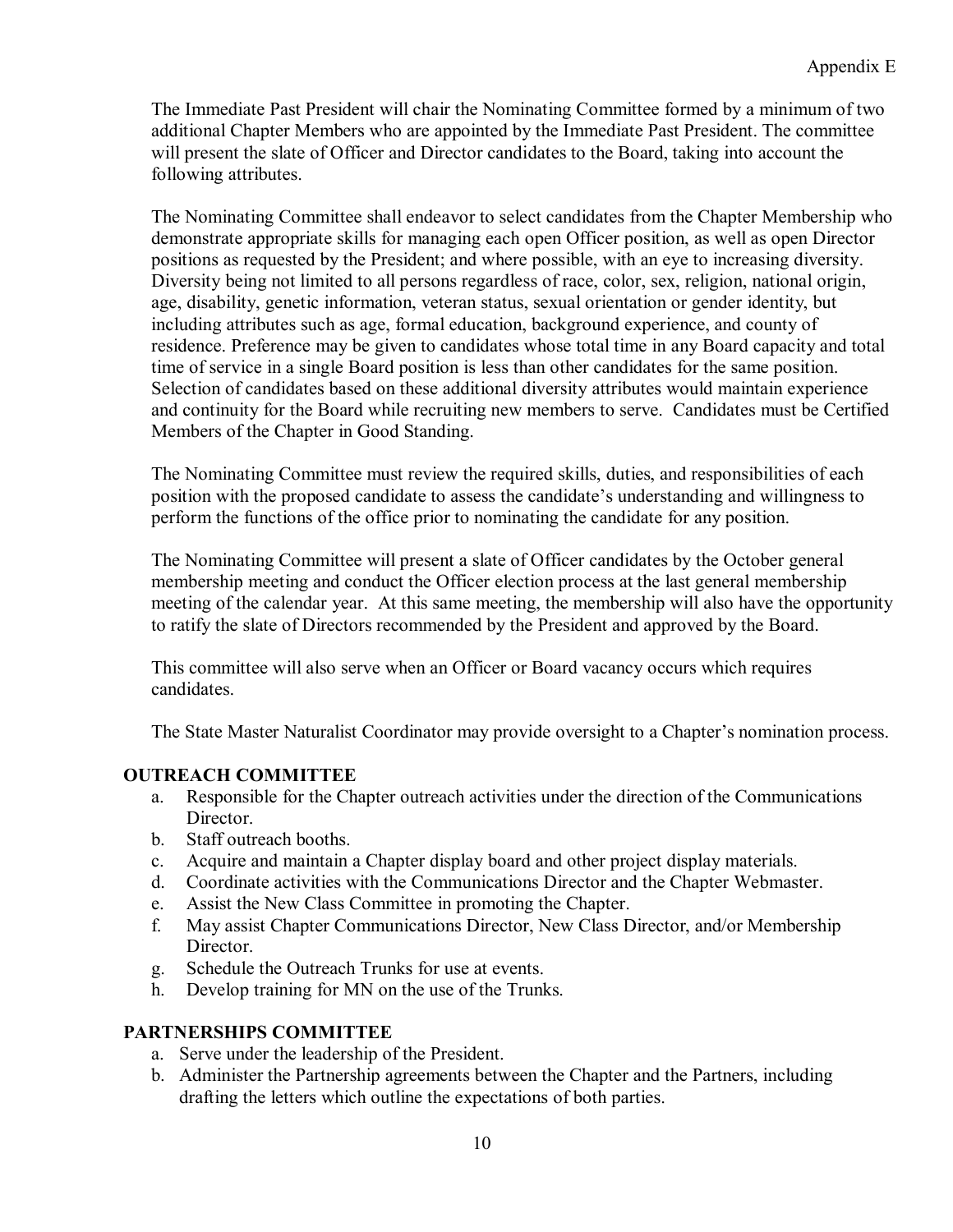The Immediate Past President will chair the Nominating Committee formed by a minimum of two additional Chapter Members who are appointed by the Immediate Past President. The committee will present the slate of Officer and Director candidates to the Board, taking into account the following attributes.

The Nominating Committee shall endeavor to select candidates from the Chapter Membership who demonstrate appropriate skills for managing each open Officer position, as well as open Director positions as requested by the President; and where possible, with an eye to increasing diversity. Diversity being not limited to all persons regardless of race, color, sex, religion, national origin, age, disability, genetic information, veteran status, sexual orientation or gender identity, but including attributes such as age, formal education, background experience, and county of residence. Preference may be given to candidates whose total time in any Board capacity and total time of service in a single Board position is less than other candidates for the same position. Selection of candidates based on these additional diversity attributes would maintain experience and continuity for the Board while recruiting new members to serve. Candidates must be Certified Members of the Chapter in Good Standing.

The Nominating Committee must review the required skills, duties, and responsibilities of each position with the proposed candidate to assess the candidate's understanding and willingness to perform the functions of the office prior to nominating the candidate for any position.

The Nominating Committee will present a slate of Officer candidates by the October general membership meeting and conduct the Officer election process at the last general membership meeting of the calendar year. At this same meeting, the membership will also have the opportunity to ratify the slate of Directors recommended by the President and approved by the Board.

This committee will also serve when an Officer or Board vacancy occurs which requires candidates.

The State Master Naturalist Coordinator may provide oversight to a Chapter's nomination process.

**OUTREACH COMMITTEE**

a. Responsible for the Chapter outreach activities under the direction of the Communications Director.
b. Staff outreach booths.
c. Acquire and maintain a Chapter display board and other project display materials.
d. Coordinate activities with the Communications Director and the Chapter Webmaster.
e. Assist the New Class Committee in promoting the Chapter.
f. May assist Chapter Communications Director, New Class Director, and/or Membership Director.
g. Schedule the Outreach Trunks for use at events.
h. Develop training for MN on the use of the Trunks.

**PARTNERSHIPS COMMITTEE**

a. Serve under the leadership of the President.
b. Administer the Partnership agreements between the Chapter and the Partners, including drafting the letters which outline the expectations of both parties.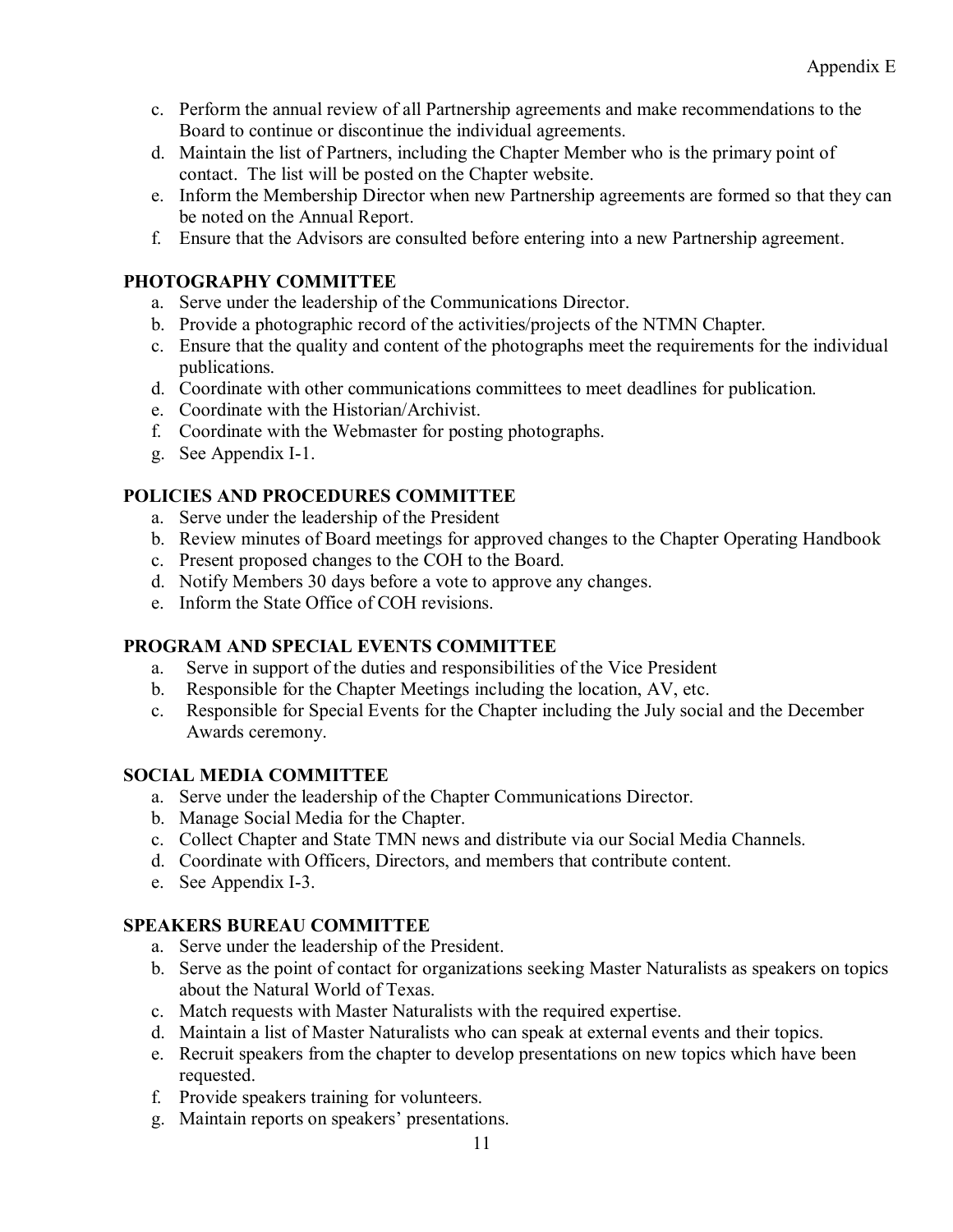c. Perform the annual review of all Partnership agreements and make recommendations to the Board to continue or discontinue the individual agreements.
d. Maintain the list of Partners, including the Chapter Member who is the primary point of contact. The list will be posted on the Chapter website.
e. Inform the Membership Director when new Partnership agreements are formed so that they can be noted on the Annual Report.
f. Ensure that the Advisors are consulted before entering into a new Partnership agreement.

**PHOTOGRAPHY COMMITTEE**

a. Serve under the leadership of the Communications Director.
b. Provide a photographic record of the activities/projects of the NTMN Chapter.
c. Ensure that the quality and content of the photographs meet the requirements for the individual publications.
d. Coordinate with other communications committees to meet deadlines for publication.
e. Coordinate with the Historian/Archivist.
f. Coordinate with the Webmaster for posting photographs.
g. See Appendix I-1.

**POLICIES AND PROCEDURES COMMITTEE**

a. Serve under the leadership of the President
b. Review minutes of Board meetings for approved changes to the Chapter Operating Handbook
c. Present proposed changes to the COH to the Board.
d. Notify Members 30 days before a vote to approve any changes.
e. Inform the State Office of COH revisions.

**PROGRAM AND SPECIAL EVENTS COMMITTEE**

a. Serve in support of the duties and responsibilities of the Vice President
b. Responsible for the Chapter Meetings including the location, AV, etc.
c. Responsible for Special Events for the Chapter including the July social and the December Awards ceremony.

**SOCIAL MEDIA COMMITTEE**

a. Serve under the leadership of the Chapter Communications Director.
b. Manage Social Media for the Chapter.
c. Collect Chapter and State TMN news and distribute via our Social Media Channels.
d. Coordinate with Officers, Directors, and members that contribute content.
e. See Appendix I-3.

**SPEAKERS BUREAU COMMITTEE**

a. Serve under the leadership of the President.
b. Serve as the point of contact for organizations seeking Master Naturalists as speakers on topics about the Natural World of Texas.
c. Match requests with Master Naturalists with the required expertise.
d. Maintain a list of Master Naturalists who can speak at external events and their topics.
e. Recruit speakers from the chapter to develop presentations on new topics which have been requested.
f. Provide speakers training for volunteers.
g. Maintain reports on speakers' presentations.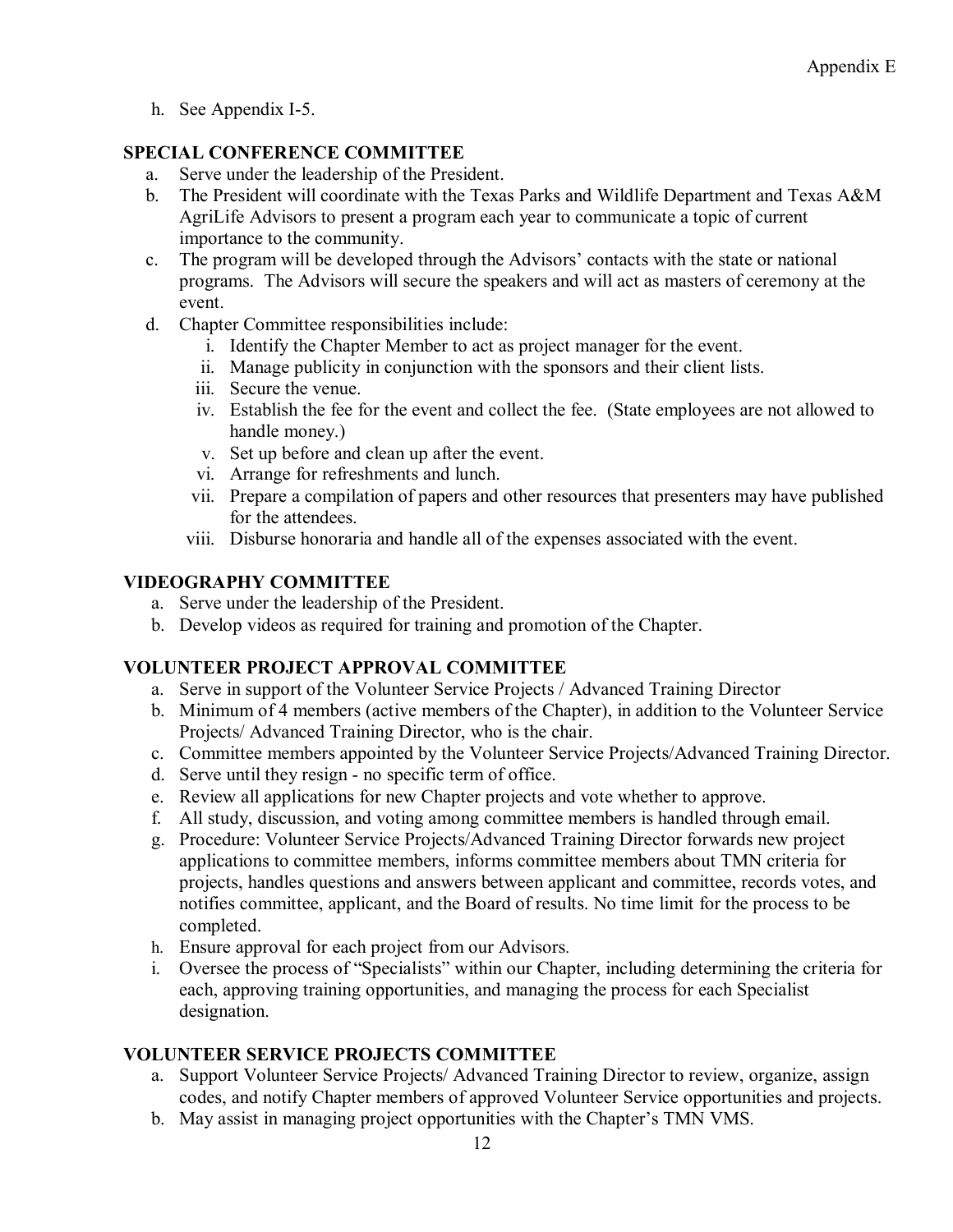h. See Appendix I-5.

**SPECIAL CONFERENCE COMMITTEE**

a. Serve under the leadership of the President.
b. The President will coordinate with the Texas Parks and Wildlife Department and Texas A&M AgriLife Advisors to present a program each year to communicate a topic of current importance to the community.
c. The program will be developed through the Advisors' contacts with the state or national programs. The Advisors will secure the speakers and will act as masters of ceremony at the event.
d. Chapter Committee responsibilities include:
   i. Identify the Chapter Member to act as project manager for the event.
   ii. Manage publicity in conjunction with the sponsors and their client lists.
   iii. Secure the venue.
   iv. Establish the fee for the event and collect the fee. (State employees are not allowed to handle money.)
   v. Set up before and clean up after the event.
   vi. Arrange for refreshments and lunch.
   vii. Prepare a compilation of papers and other resources that presenters may have published for the attendees.
   viii. Disburse honoraria and handle all of the expenses associated with the event.

**VIDEOGRAPHY COMMITTEE**

a. Serve under the leadership of the President.
b. Develop videos as required for training and promotion of the Chapter.

**VOLUNTEER PROJECT APPROVAL COMMITTEE**

a. Serve in support of the Volunteer Service Projects / Advanced Training Director
b. Minimum of 4 members (active members of the Chapter), in addition to the Volunteer Service Projects/ Advanced Training Director, who is the chair.
c. Committee members appointed by the Volunteer Service Projects/Advanced Training Director.
d. Serve until they resign - no specific term of office.
e. Review all applications for new Chapter projects and vote whether to approve.
f. All study, discussion, and voting among committee members is handled through email.
g. Procedure: Volunteer Service Projects/Advanced Training Director forwards new project applications to committee members, informs committee members about TMN criteria for projects, handles questions and answers between applicant and committee, records votes, and notifies committee, applicant, and the Board of results. No time limit for the process to be completed.
h. Ensure approval for each project from our Advisors.
i. Oversee the process of "Specialists" within our Chapter, including determining the criteria for each, approving training opportunities, and managing the process for each Specialist designation.

**VOLUNTEER SERVICE PROJECTS COMMITTEE**

a. Support Volunteer Service Projects/ Advanced Training Director to review, organize, assign codes, and notify Chapter members of approved Volunteer Service opportunities and projects.
b. May assist in managing project opportunities with the Chapter's TMN VMS.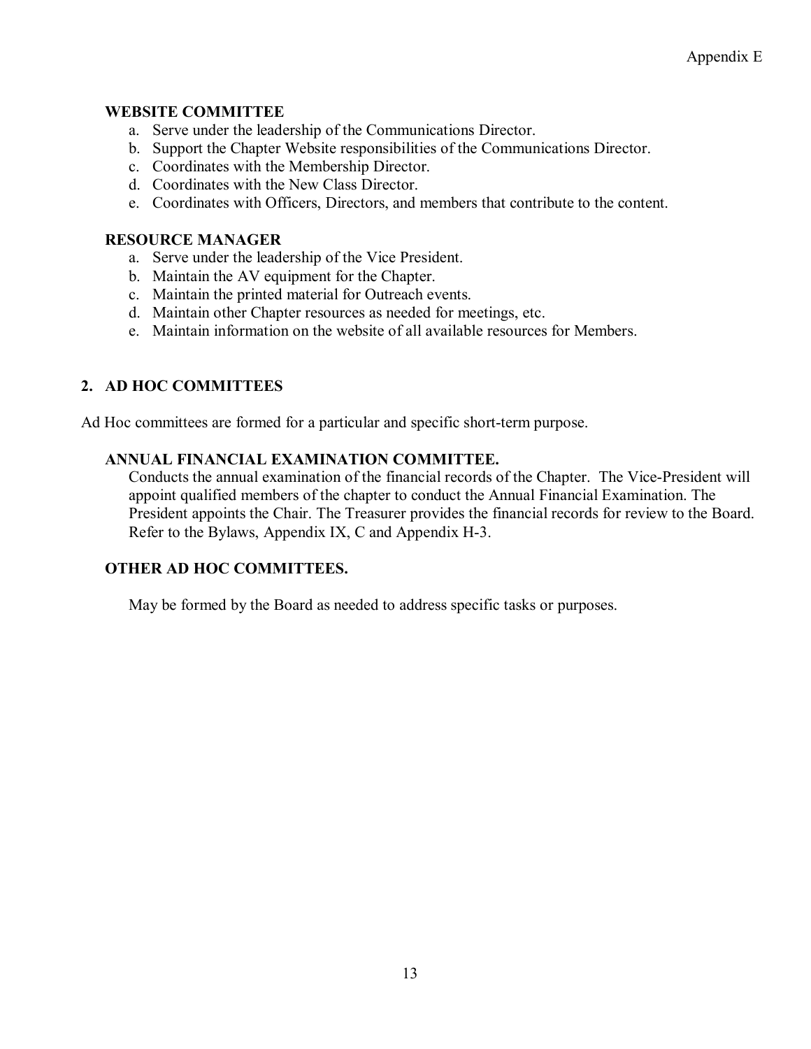#### WEBSITE COMMITTEE

a. Serve under the leadership of the Communications Director.
b. Support the Chapter Website responsibilities of the Communications Director.
c. Coordinates with the Membership Director.
d. Coordinates with the New Class Director.
e. Coordinates with Officers, Directors, and members that contribute to the content.

#### RESOURCE MANAGER

a. Serve under the leadership of the Vice President.
b. Maintain the AV equipment for the Chapter.
c. Maintain the printed material for Outreach events.
d. Maintain other Chapter resources as needed for meetings, etc.
e. Maintain information on the website of all available resources for Members.

## 2. AD HOC COMMITTEES

Ad Hoc committees are formed for a particular and specific short-term purpose.

#### ANNUAL FINANCIAL EXAMINATION COMMITTEE.

Conducts the annual examination of the financial records of the Chapter. The Vice-President will appoint qualified members of the chapter to conduct the Annual Financial Examination. The President appoints the Chair. The Treasurer provides the financial records for review to the Board. Refer to the Bylaws, Appendix IX, C and Appendix H-3.

#### OTHER AD HOC COMMITTEES.

May be formed by the Board as needed to address specific tasks or purposes.